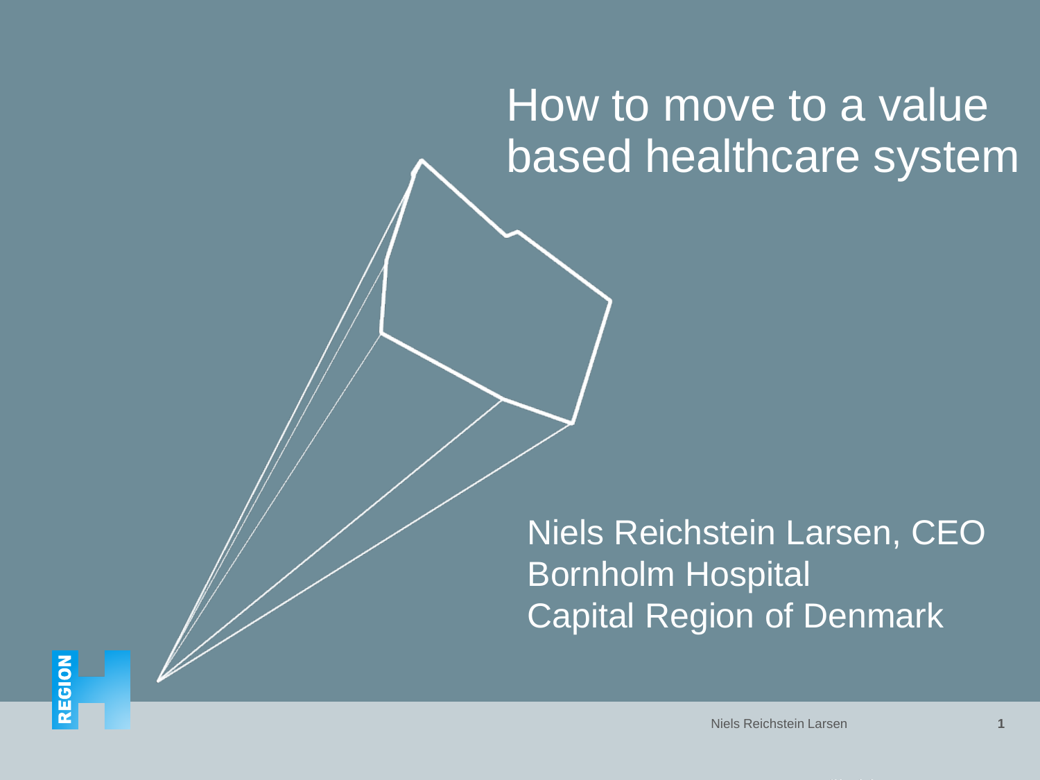# How to move to a value based healthcare system

Niels Reichstein Larsen, CEO
Bornholm Hospital
Capital Region of Denmark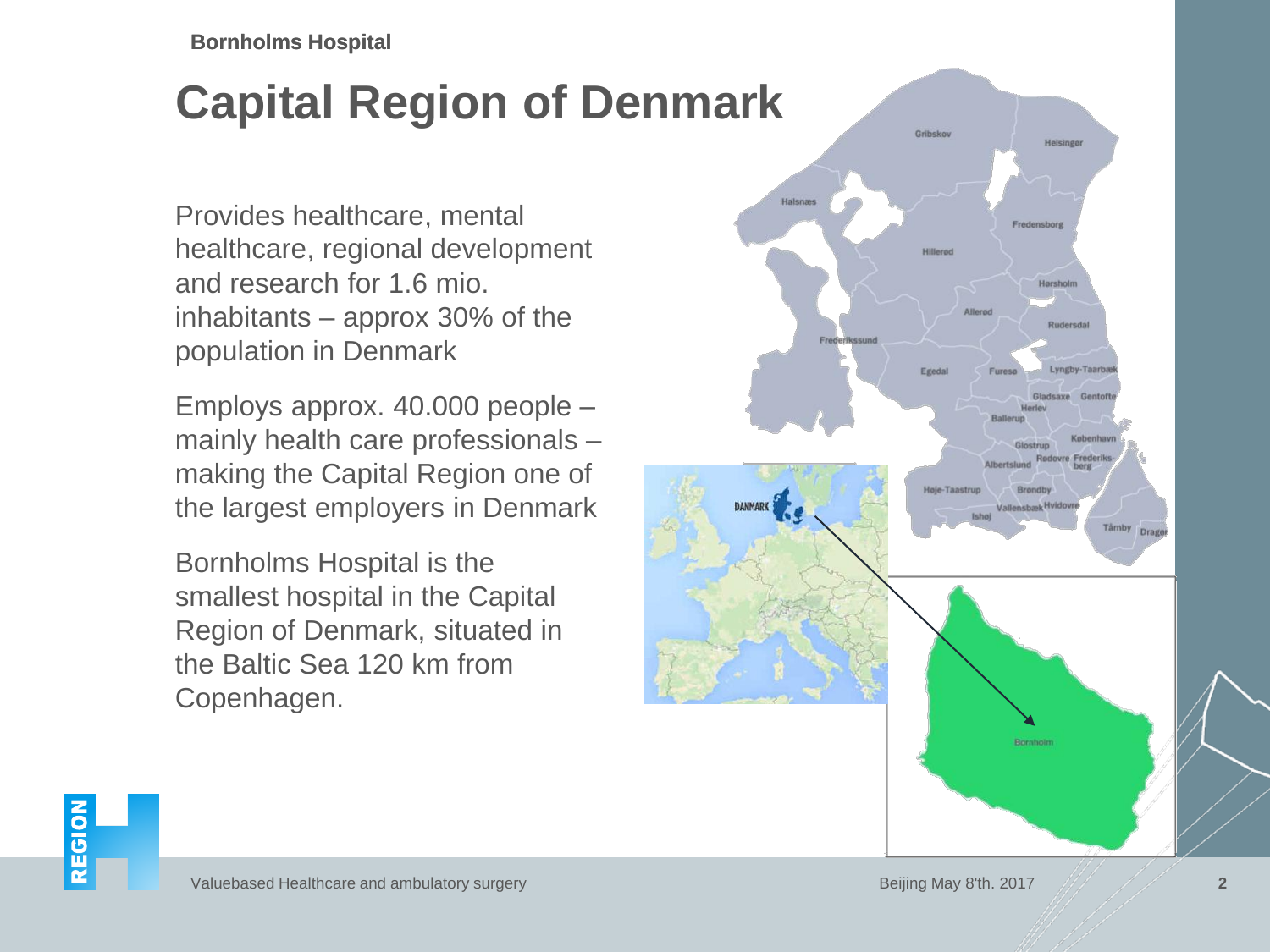# Capital Region of Denmark

Provides healthcare, mental healthcare, regional development and research for 1.6 mio. inhabitants – approx 30% of the population in Denmark

Employs approx. 40.000 people – mainly health care professionals – making the Capital Region one of the largest employers in Denmark

Bornholms Hospital is the smallest hospital in the Capital Region of Denmark, situated in the Baltic Sea 120 km from Copenhagen.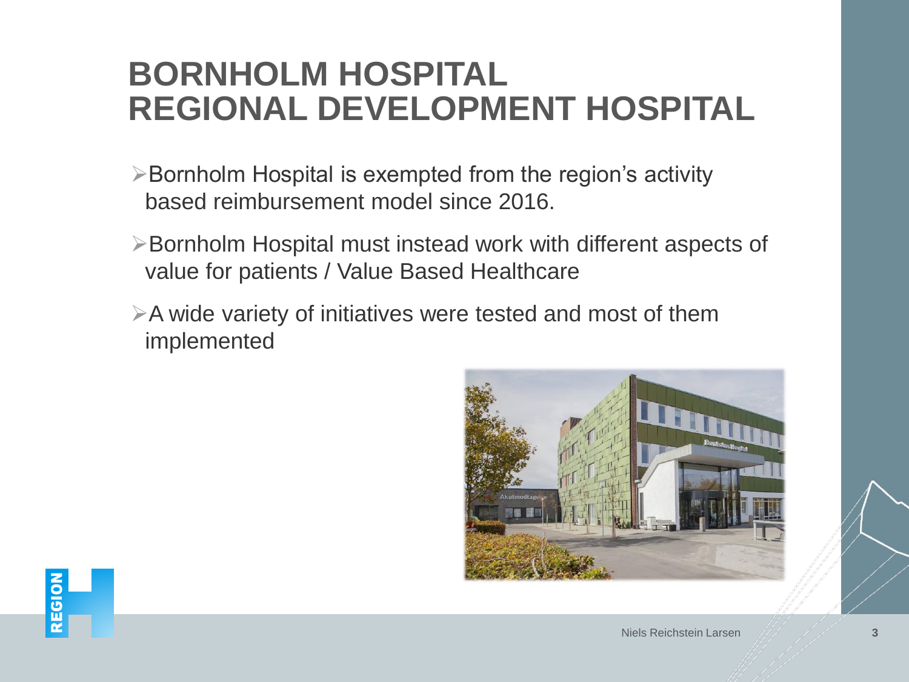# BORNHOLM HOSPITAL
# REGIONAL DEVELOPMENT HOSPITAL

- Bornholm Hospital is exempted from the region's activity based reimbursement model since 2016.
- Bornholm Hospital must instead work with different aspects of value for patients / Value Based Healthcare
- A wide variety of initiatives were tested and most of them implemented

Niels Reichstein Larsen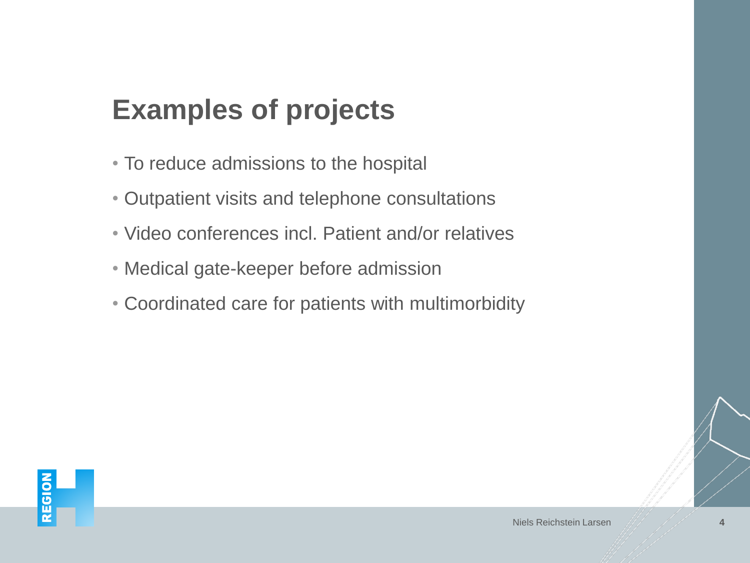# Examples of projects

- To reduce admissions to the hospital
- Outpatient visits and telephone consultations
- Video conferences incl. Patient and/or relatives
- Medical gate-keeper before admission
- Coordinated care for patients with multimorbidity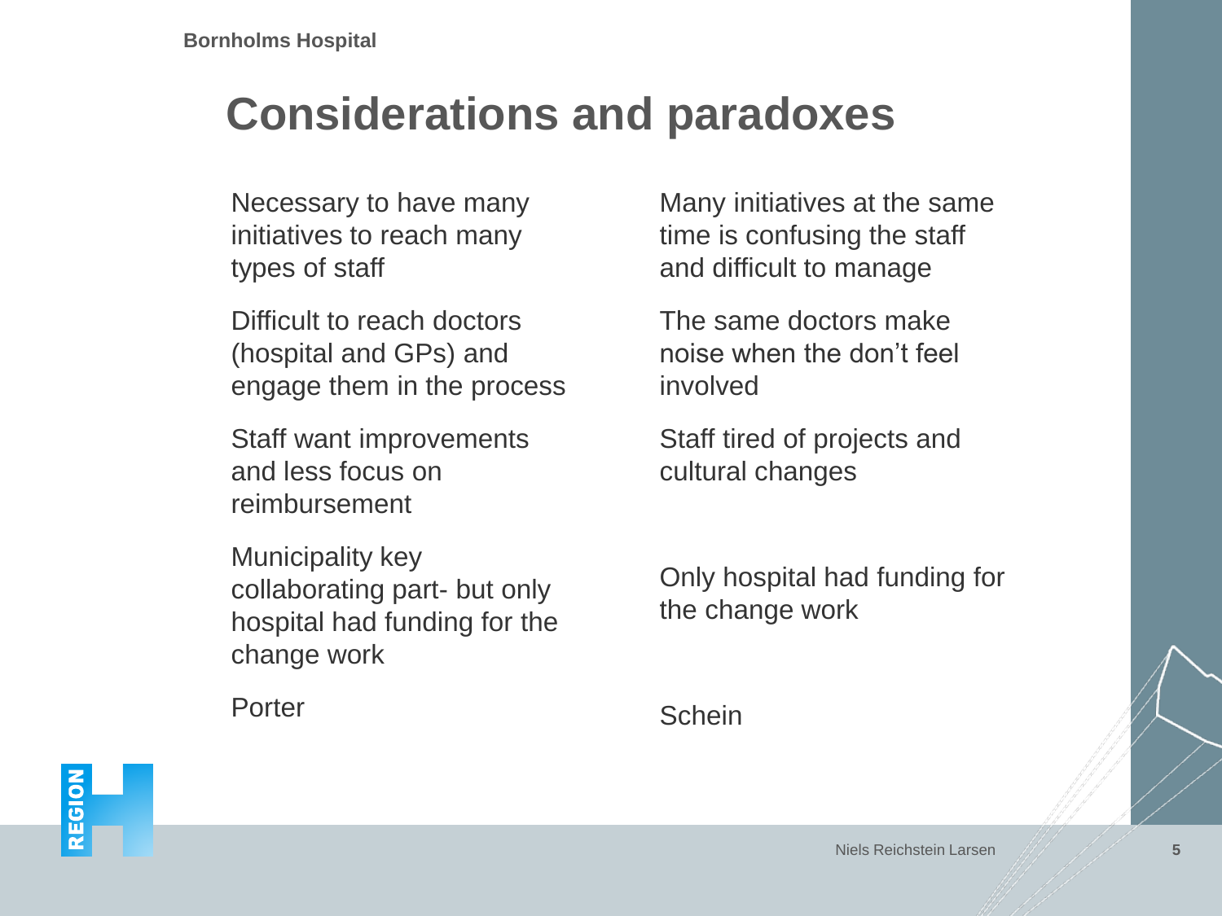# Considerations and paradoxes

| | |
|---|---|
| Necessary to have many initiatives to reach many types of staff | Many initiatives at the same time is confusing the staff and difficult to manage |
| Difficult to reach doctors (hospital and GPs) and engage them in the process | The same doctors make noise when the don't feel involved |
| Staff want improvements and less focus on reimbursement | Staff tired of projects and cultural changes |
| Municipality key collaborating part- but only hospital had funding for the change work | Only hospital had funding for the change work |
| Porter | Schein |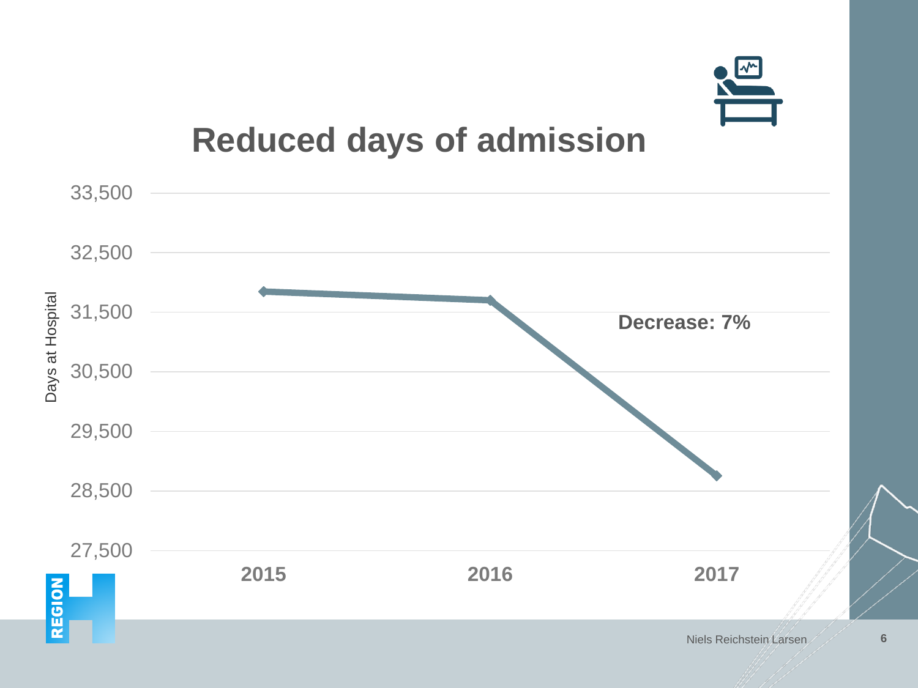# Reduced days of admission

Days at Hospital

33,500
32,500
31,500
30,500
29,500
28,500
27,500

**Decrease: 7%**

**2015** **2016** **2017**

Niels Reichstein Larsen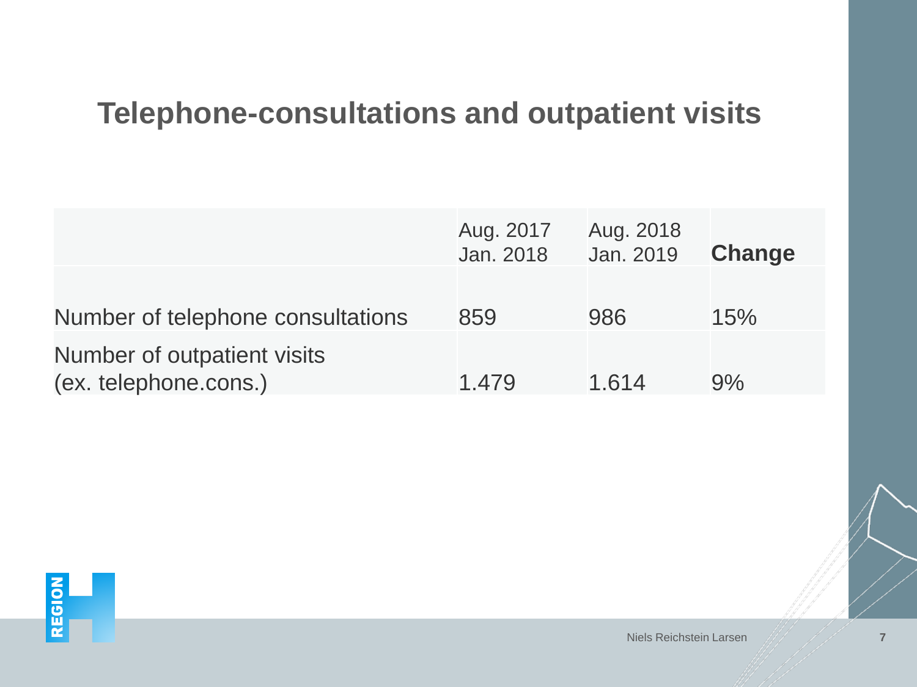# Telephone-consultations and outpatient visits

| | Aug. 2017 Jan. 2018 | Aug. 2018 Jan. 2019 | **Change** |
|---|---|---|---|
| Number of telephone consultations | 859 | 986 | 15% |
| Number of outpatient visits (ex. telephone.cons.) | 1.479 | 1.614 | 9% |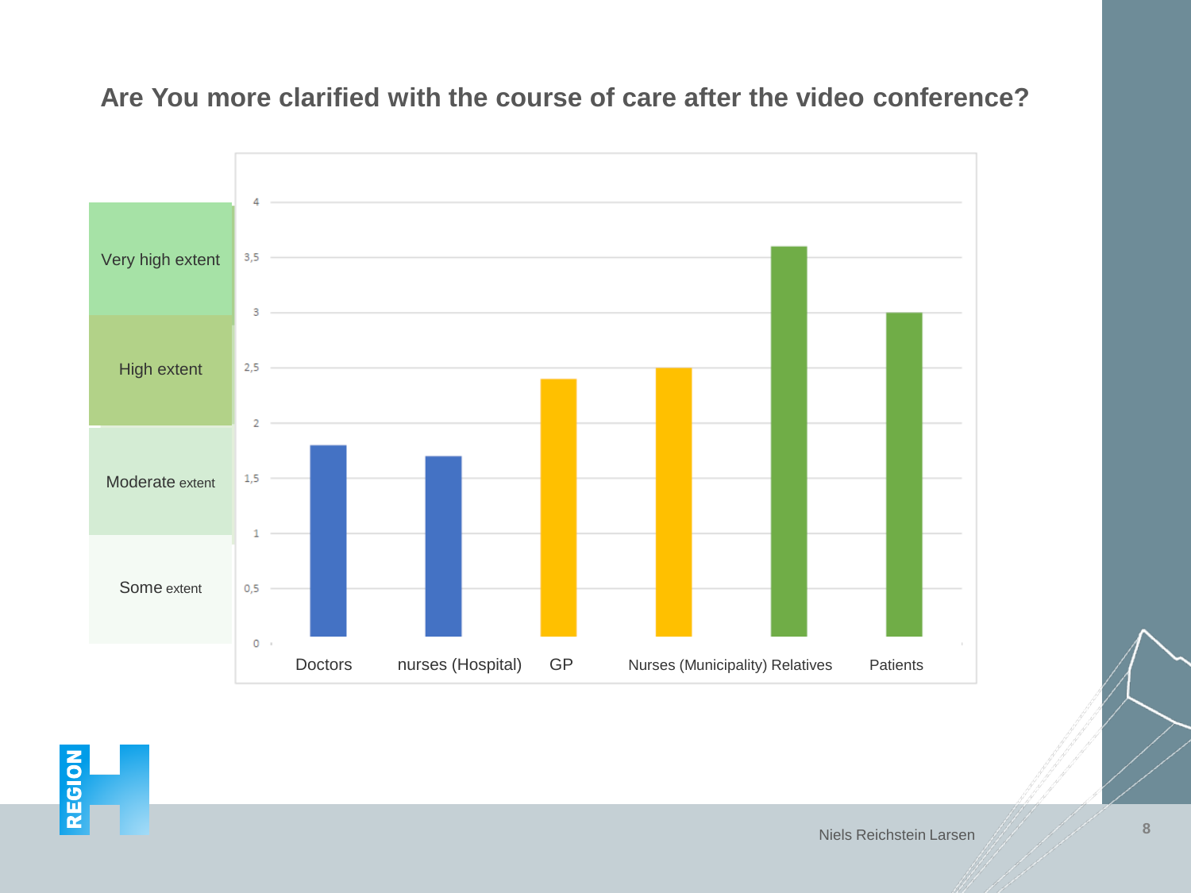## Are You more clarified with the course of care after the video conference?

| Scale | Level |
|---|---|
| Very high extent | 3–4 |
| High extent | 2–3 |
| Moderate extent | 1–2 |
| Some extent | 0–1 |

| Group | Value |
|---|---|
| Doctors | 1,8 |
| nurses (Hospital) | 1,7 |
| GP | 2,4 |
| Nurses (Municipality) | 2,5 |
| Relatives | 3,6 |
| Patients | 3 |

Niels Reichstein Larsen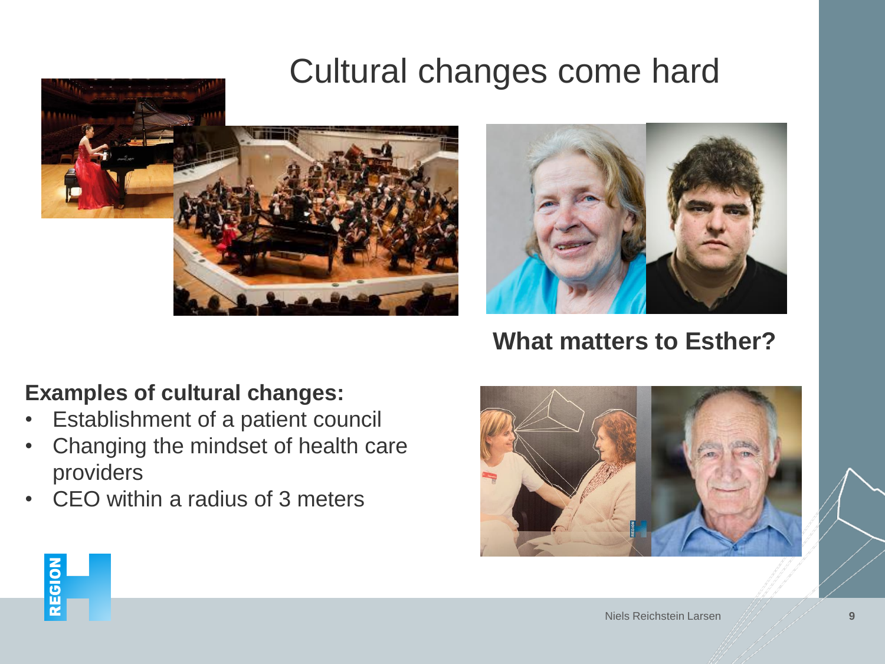# Cultural changes come hard

**What matters to Esther?**

**Examples of cultural changes:**

- Establishment of a patient council
- Changing the mindset of health care providers
- CEO within a radius of 3 meters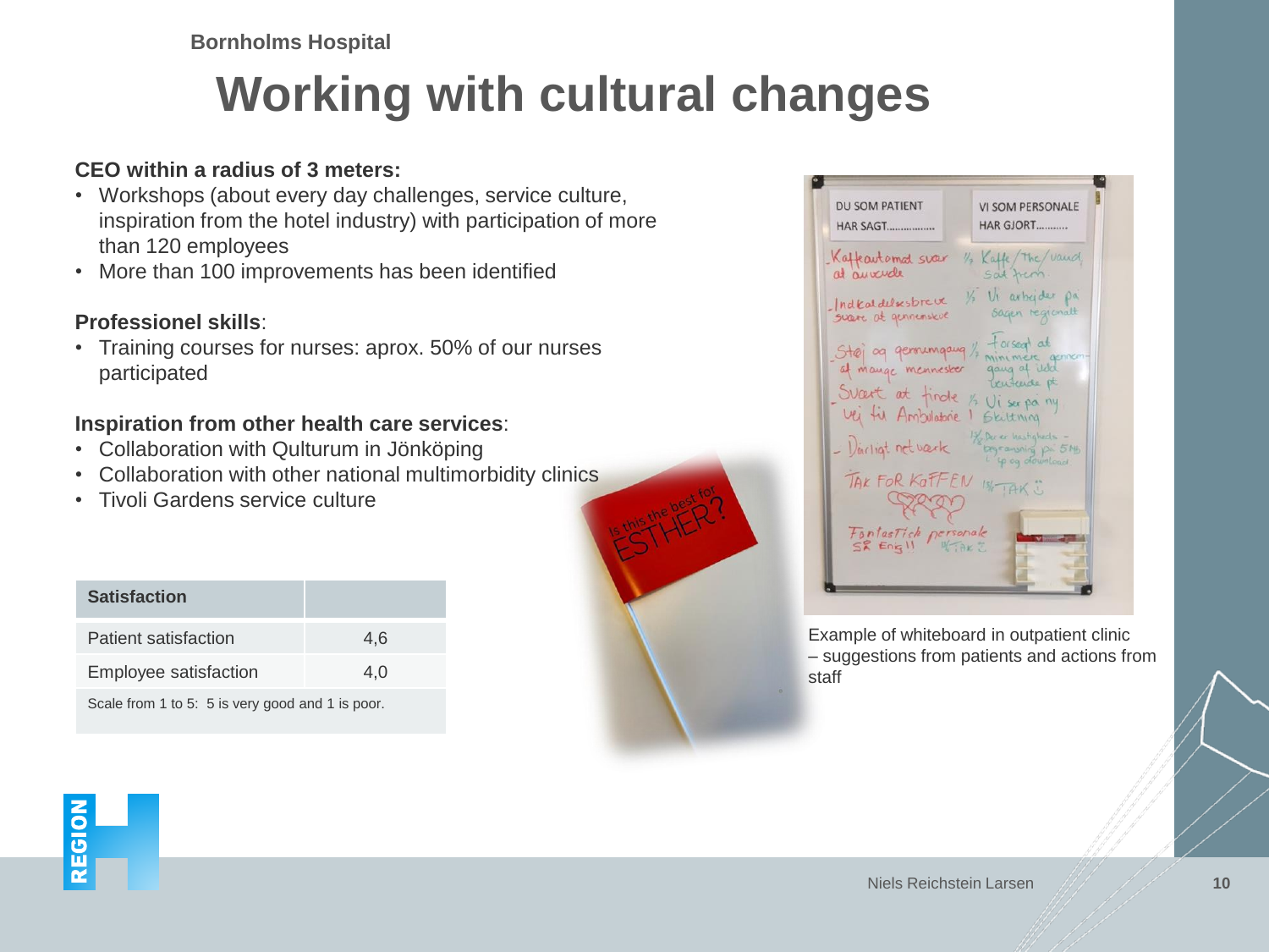Bornholms Hospital

# Working with cultural changes

**CEO within a radius of 3 meters:**

- Workshops (about every day challenges, service culture, inspiration from the hotel industry) with participation of more than 120 employees
- More than 100 improvements has been identified

**Professionel skills**:

- Training courses for nurses: aprox. 50% of our nurses participated

**Inspiration from other health care services**:

- Collaboration with Qulturum in Jönköping
- Collaboration with other national multimorbidity clinics
- Tivoli Gardens service culture

| Satisfaction | |
|---|---|
| Patient satisfaction | 4,6 |
| Employee satisfaction | 4,0 |
| Scale from 1 to 5: 5 is very good and 1 is poor. | |

Example of whiteboard in outpatient clinic – suggestions from patients and actions from staff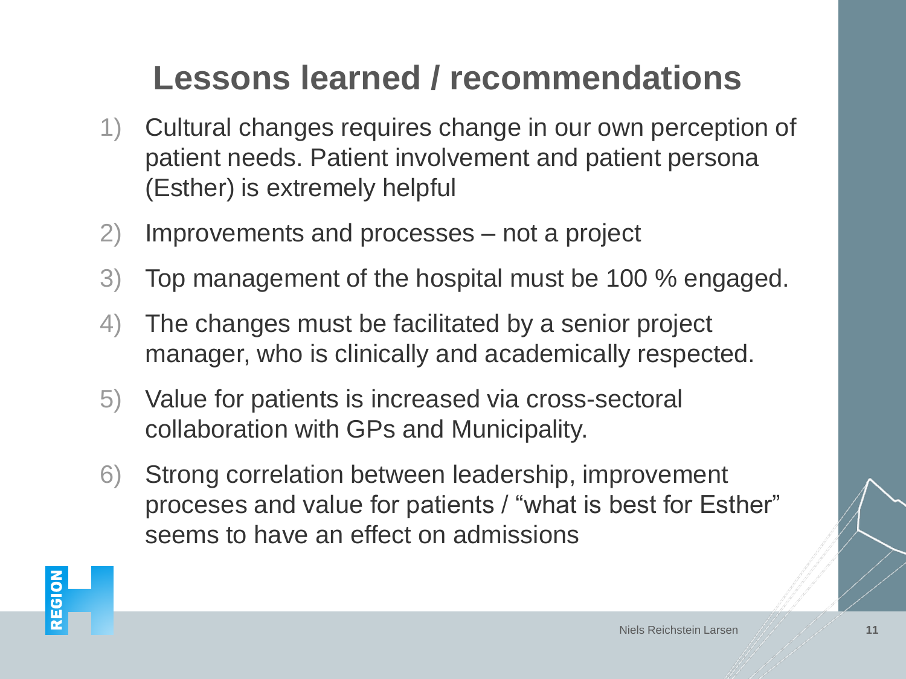# Lessons learned / recommendations

1) Cultural changes requires change in our own perception of patient needs. Patient involvement and patient persona (Esther) is extremely helpful
2) Improvements and processes – not a project
3) Top management of the hospital must be 100 % engaged.
4) The changes must be facilitated by a senior project manager, who is clinically and academically respected.
5) Value for patients is increased via cross-sectoral collaboration with GPs and Municipality.
6) Strong correlation between leadership, improvement proceses and value for patients / "what is best for Esther" seems to have an effect on admissions